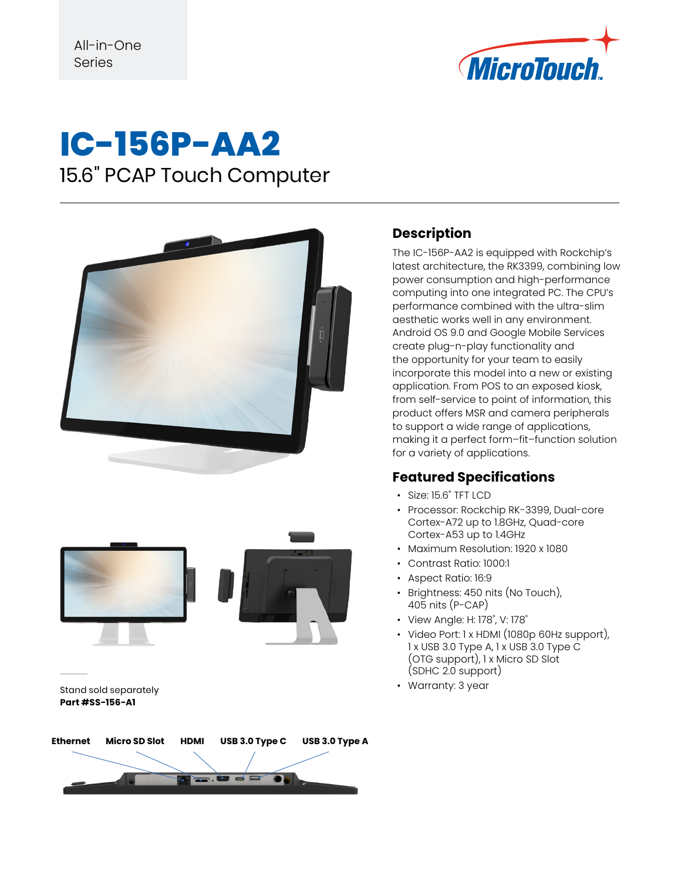All-in-One Series

MicroTouch

# IC-156P-AA2

## 15.6" PCAP Touch Computer

Stand sold separately
**Part #SS-156-A1**

Ethernet | Micro SD Slot | HDMI | USB 3.0 Type C | USB 3.0 Type A

## Description

The IC-156P-AA2 is equipped with Rockchip's latest architecture, the RK3399, combining low power consumption and high-performance computing into one integrated PC. The CPU's performance combined with the ultra-slim aesthetic works well in any environment. Android OS 9.0 and Google Mobile Services create plug-n-play functionality and the opportunity for your team to easily incorporate this model into a new or existing application. From POS to an exposed kiosk, from self-service to point of information, this product offers MSR and camera peripherals to support a wide range of applications, making it a perfect form–fit–function solution for a variety of applications.

## Featured Specifications

- Size: 15.6" TFT LCD
- Processor: Rockchip RK-3399, Dual-core Cortex-A72 up to 1.8GHz, Quad-core Cortex-A53 up to 1.4GHz
- Maximum Resolution: 1920 x 1080
- Contrast Ratio: 1000:1
- Aspect Ratio: 16:9
- Brightness: 450 nits (No Touch), 405 nits (P-CAP)
- View Angle: H: 178°, V: 178°
- Video Port: 1 x HDMI (1080p 60Hz support), 1 x USB 3.0 Type A, 1 x USB 3.0 Type C (OTG support), 1 x Micro SD Slot (SDHC 2.0 support)
- Warranty: 3 year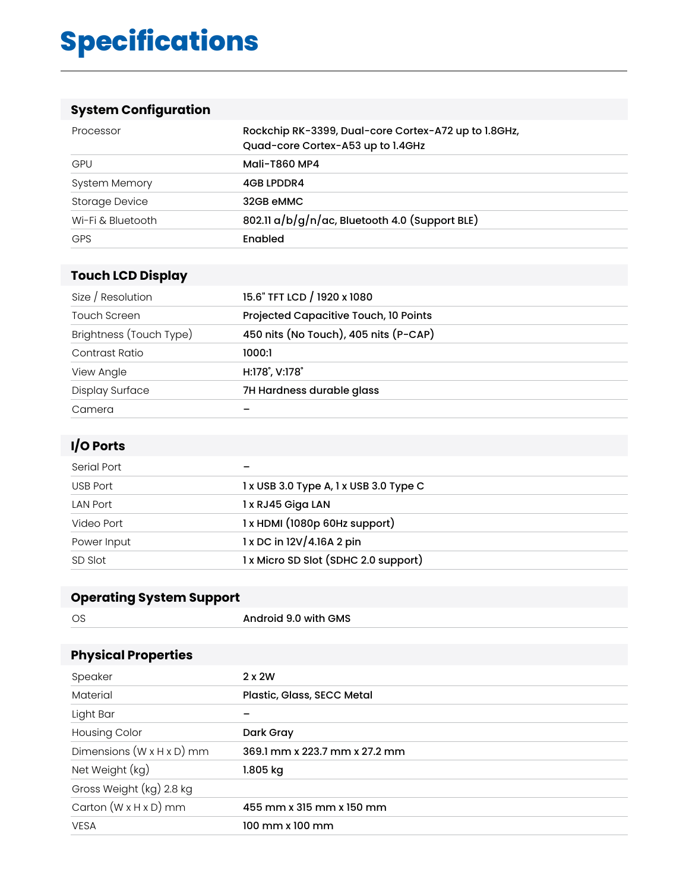# Specifications

## System Configuration

| | |
|---|---|
| Processor | Rockchip RK-3399, Dual-core Cortex-A72 up to 1.8GHz, Quad-core Cortex-A53 up to 1.4GHz |
| GPU | Mali-T860 MP4 |
| System Memory | 4GB LPDDR4 |
| Storage Device | 32GB eMMC |
| Wi-Fi & Bluetooth | 802.11 a/b/g/n/ac, Bluetooth 4.0 (Support BLE) |
| GPS | Enabled |

## Touch LCD Display

| | |
|---|---|
| Size / Resolution | 15.6" TFT LCD / 1920 x 1080 |
| Touch Screen | Projected Capacitive Touch, 10 Points |
| Brightness (Touch Type) | 450 nits (No Touch), 405 nits (P-CAP) |
| Contrast Ratio | 1000:1 |
| View Angle | H:178°, V:178° |
| Display Surface | 7H Hardness durable glass |
| Camera | – |

## I/O Ports

| | |
|---|---|
| Serial Port | – |
| USB Port | 1 x USB 3.0 Type A, 1 x USB 3.0 Type C |
| LAN Port | 1 x RJ45 Giga LAN |
| Video Port | 1 x HDMI (1080p 60Hz support) |
| Power Input | 1 x DC in 12V/4.16A 2 pin |
| SD Slot | 1 x Micro SD Slot (SDHC 2.0 support) |

## Operating System Support

| | |
|---|---|
| OS | Android 9.0 with GMS |

## Physical Properties

| | |
|---|---|
| Speaker | 2 x 2W |
| Material | Plastic, Glass, SECC Metal |
| Light Bar | – |
| Housing Color | Dark Gray |
| Dimensions (W x H x D) mm | 369.1 mm x 223.7 mm x 27.2 mm |
| Net Weight (kg) | 1.805 kg |
| Gross Weight (kg) 2.8 kg | |
| Carton (W x H x D) mm | 455 mm x 315 mm x 150 mm |
| VESA | 100 mm x 100 mm |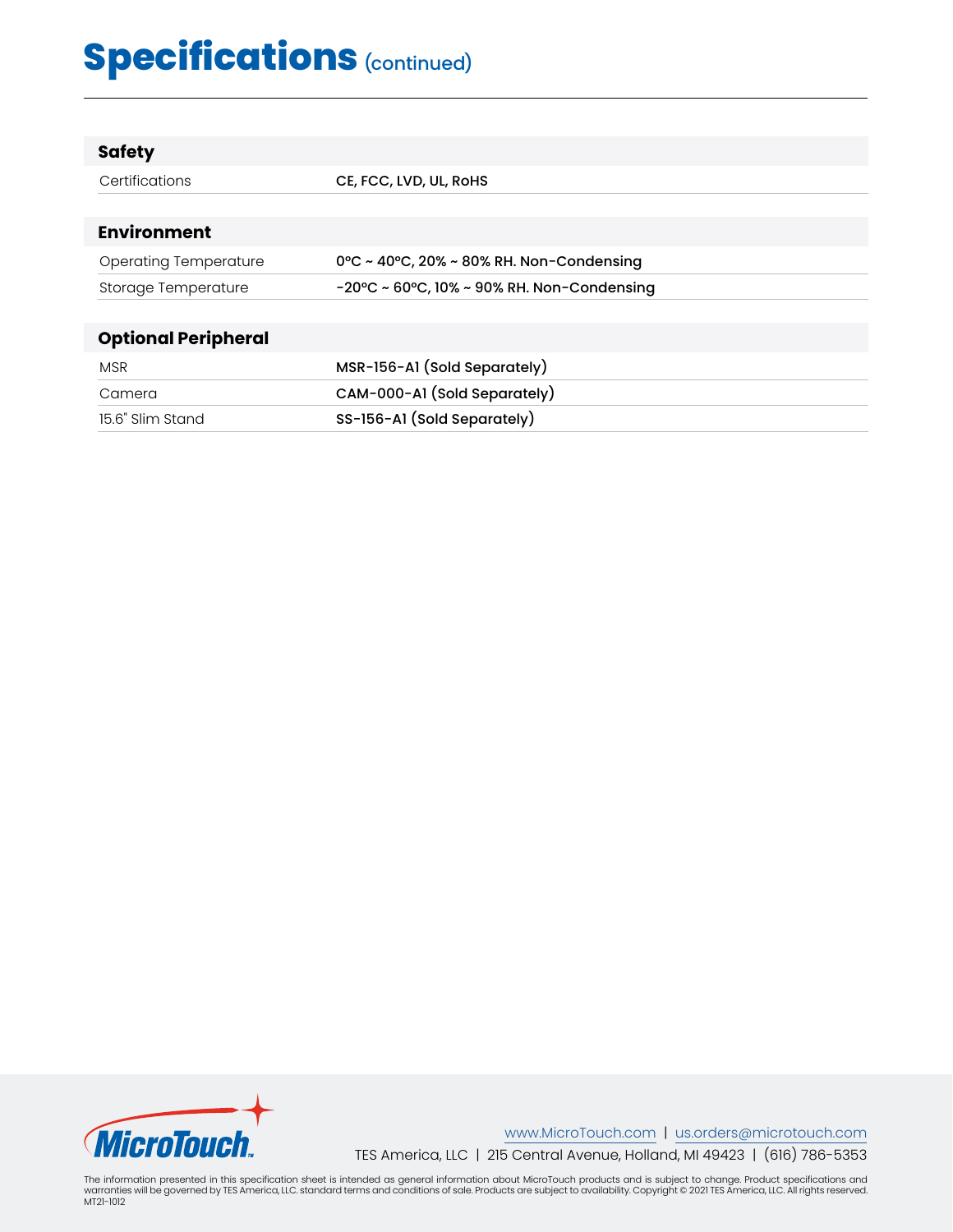# Specifications (continued)

## Safety

| | |
|---|---|
| Certifications | CE, FCC, LVD, UL, RoHS |

## Environment

| | |
|---|---|
| Operating Temperature | 0°C ~ 40°C, 20% ~ 80% RH. Non-Condensing |
| Storage Temperature | -20°C ~ 60°C, 10% ~ 90% RH. Non-Condensing |

## Optional Peripheral

| | |
|---|---|
| MSR | MSR-156-A1 (Sold Separately) |
| Camera | CAM-000-A1 (Sold Separately) |
| 15.6" Slim Stand | SS-156-A1 (Sold Separately) |

MicroTouch

www.MicroTouch.com | us.orders@microtouch.com

TES America, LLC | 215 Central Avenue, Holland, MI 49423 | (616) 786-5353

The information presented in this specification sheet is intended as general information about MicroTouch products and is subject to change. Product specifications and warranties will be governed by TES America, LLC. standard terms and conditions of sale. Products are subject to availability. Copyright © 2021 TES America, LLC. All rights reserved. MT21-1012